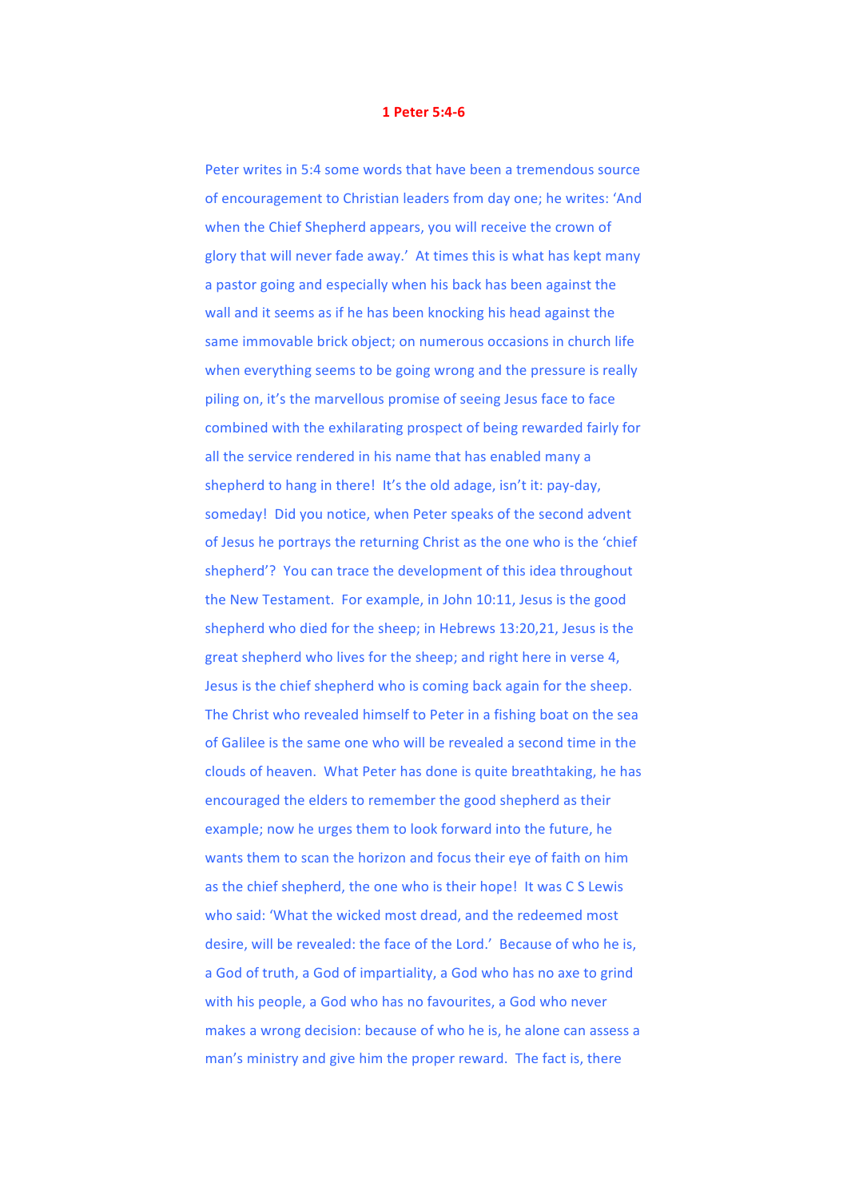# 1 Peter 5:4-6

Peter writes in 5:4 some words that have been a tremendous source of encouragement to Christian leaders from day one; he writes: 'And when the Chief Shepherd appears, you will receive the crown of glory that will never fade away.' At times this is what has kept many a pastor going and especially when his back has been against the wall and it seems as if he has been knocking his head against the same immovable brick object; on numerous occasions in church life when everything seems to be going wrong and the pressure is really piling on, it's the marvellous promise of seeing Jesus face to face combined with the exhilarating prospect of being rewarded fairly for all the service rendered in his name that has enabled many a shepherd to hang in there! It's the old adage, isn't it: pay-day, someday! Did you notice, when Peter speaks of the second advent of Jesus he portrays the returning Christ as the one who is the 'chief shepherd'? You can trace the development of this idea throughout the New Testament. For example, in John 10:11, Jesus is the good shepherd who died for the sheep; in Hebrews 13:20,21, Jesus is the great shepherd who lives for the sheep; and right here in verse 4, Jesus is the chief shepherd who is coming back again for the sheep. The Christ who revealed himself to Peter in a fishing boat on the sea of Galilee is the same one who will be revealed a second time in the clouds of heaven. What Peter has done is quite breathtaking, he has encouraged the elders to remember the good shepherd as their example; now he urges them to look forward into the future, he wants them to scan the horizon and focus their eye of faith on him as the chief shepherd, the one who is their hope! It was C S Lewis who said: 'What the wicked most dread, and the redeemed most desire, will be revealed: the face of the Lord.' Because of who he is, a God of truth, a God of impartiality, a God who has no axe to grind with his people, a God who has no favourites, a God who never makes a wrong decision: because of who he is, he alone can assess a man's ministry and give him the proper reward. The fact is, there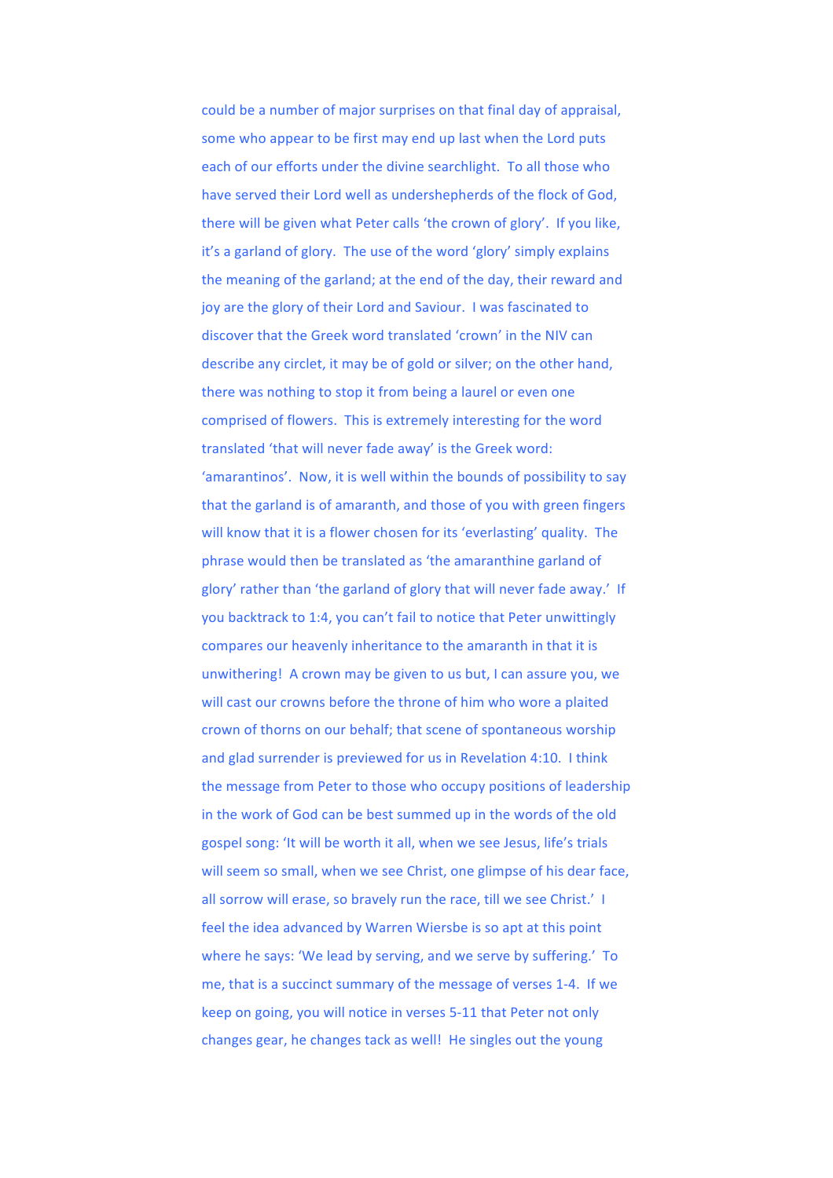could be a number of major surprises on that final day of appraisal, some who appear to be first may end up last when the Lord puts each of our efforts under the divine searchlight. To all those who have served their Lord well as undershepherds of the flock of God, there will be given what Peter calls 'the crown of glory'. If you like, it's a garland of glory. The use of the word 'glory' simply explains the meaning of the garland; at the end of the day, their reward and joy are the glory of their Lord and Saviour. I was fascinated to discover that the Greek word translated 'crown' in the NIV can describe any circlet, it may be of gold or silver; on the other hand, there was nothing to stop it from being a laurel or even one comprised of flowers. This is extremely interesting for the word translated 'that will never fade away' is the Greek word: 'amarantinos'. Now, it is well within the bounds of possibility to say that the garland is of amaranth, and those of you with green fingers will know that it is a flower chosen for its 'everlasting' quality. The phrase would then be translated as 'the amaranthine garland of glory' rather than 'the garland of glory that will never fade away.' If you backtrack to 1:4, you can't fail to notice that Peter unwittingly compares our heavenly inheritance to the amaranth in that it is unwithering! A crown may be given to us but, I can assure you, we will cast our crowns before the throne of him who wore a plaited crown of thorns on our behalf; that scene of spontaneous worship and glad surrender is previewed for us in Revelation 4:10. I think the message from Peter to those who occupy positions of leadership in the work of God can be best summed up in the words of the old gospel song: 'It will be worth it all, when we see Jesus, life's trials will seem so small, when we see Christ, one glimpse of his dear face, all sorrow will erase, so bravely run the race, till we see Christ.' I feel the idea advanced by Warren Wiersbe is so apt at this point where he says: 'We lead by serving, and we serve by suffering.' To me, that is a succinct summary of the message of verses 1-4. If we keep on going, you will notice in verses 5-11 that Peter not only changes gear, he changes tack as well! He singles out the young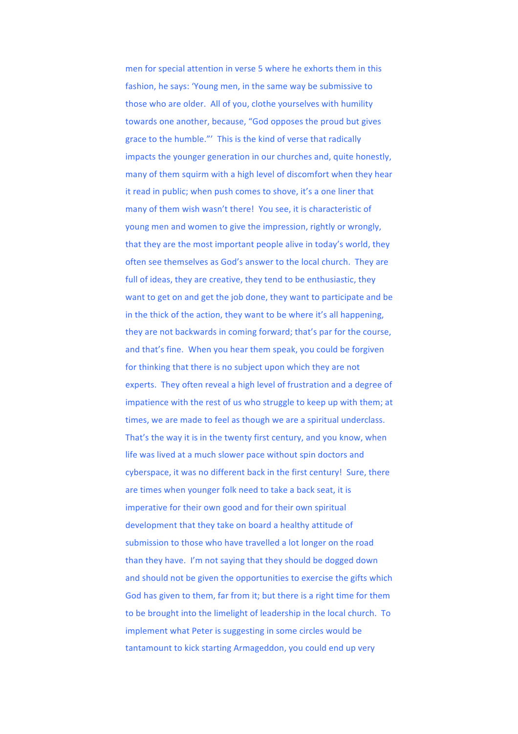men for special attention in verse 5 where he exhorts them in this fashion, he says: 'Young men, in the same way be submissive to those who are older. All of you, clothe yourselves with humility towards one another, because, "God opposes the proud but gives grace to the humble."' This is the kind of verse that radically impacts the younger generation in our churches and, quite honestly, many of them squirm with a high level of discomfort when they hear it read in public; when push comes to shove, it's a one liner that many of them wish wasn't there! You see, it is characteristic of young men and women to give the impression, rightly or wrongly, that they are the most important people alive in today's world, they often see themselves as God's answer to the local church. They are full of ideas, they are creative, they tend to be enthusiastic, they want to get on and get the job done, they want to participate and be in the thick of the action, they want to be where it's all happening, they are not backwards in coming forward; that's par for the course, and that's fine. When you hear them speak, you could be forgiven for thinking that there is no subject upon which they are not experts. They often reveal a high level of frustration and a degree of impatience with the rest of us who struggle to keep up with them; at times, we are made to feel as though we are a spiritual underclass. That's the way it is in the twenty first century, and you know, when life was lived at a much slower pace without spin doctors and cyberspace, it was no different back in the first century! Sure, there are times when younger folk need to take a back seat, it is imperative for their own good and for their own spiritual development that they take on board a healthy attitude of submission to those who have travelled a lot longer on the road than they have. I'm not saying that they should be dogged down and should not be given the opportunities to exercise the gifts which God has given to them, far from it; but there is a right time for them to be brought into the limelight of leadership in the local church. To implement what Peter is suggesting in some circles would be tantamount to kick starting Armageddon, you could end up very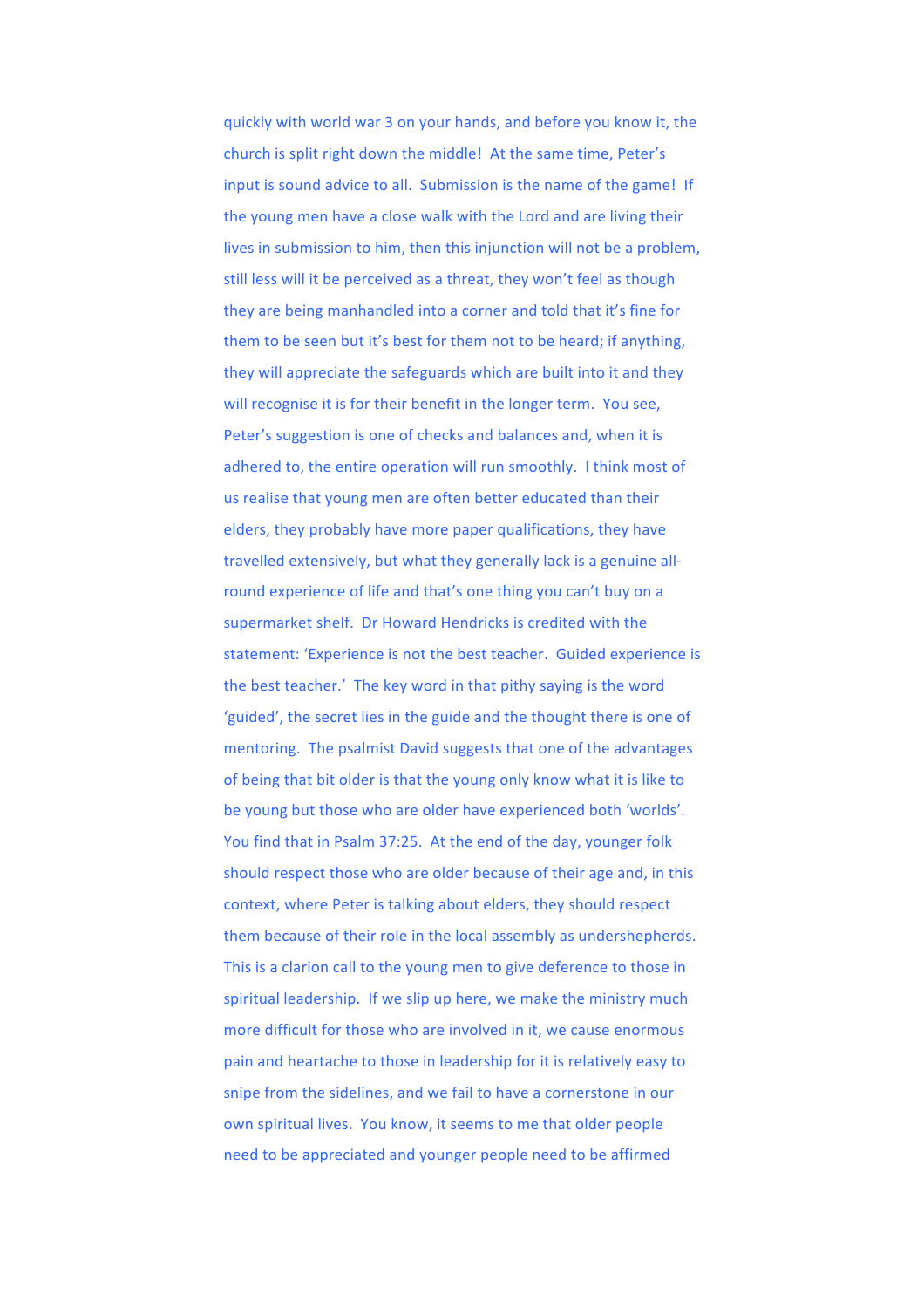quickly with world war 3 on your hands, and before you know it, the church is split right down the middle! At the same time, Peter's input is sound advice to all. Submission is the name of the game! If the young men have a close walk with the Lord and are living their lives in submission to him, then this injunction will not be a problem, still less will it be perceived as a threat, they won't feel as though they are being manhandled into a corner and told that it's fine for them to be seen but it's best for them not to be heard; if anything, they will appreciate the safeguards which are built into it and they will recognise it is for their benefit in the longer term. You see, Peter's suggestion is one of checks and balances and, when it is adhered to, the entire operation will run smoothly. I think most of us realise that young men are often better educated than their elders, they probably have more paper qualifications, they have travelled extensively, but what they generally lack is a genuine all-round experience of life and that's one thing you can't buy on a supermarket shelf. Dr Howard Hendricks is credited with the statement: 'Experience is not the best teacher. Guided experience is the best teacher.' The key word in that pithy saying is the word 'guided', the secret lies in the guide and the thought there is one of mentoring. The psalmist David suggests that one of the advantages of being that bit older is that the young only know what it is like to be young but those who are older have experienced both 'worlds'. You find that in Psalm 37:25. At the end of the day, younger folk should respect those who are older because of their age and, in this context, where Peter is talking about elders, they should respect them because of their role in the local assembly as undershepherds. This is a clarion call to the young men to give deference to those in spiritual leadership. If we slip up here, we make the ministry much more difficult for those who are involved in it, we cause enormous pain and heartache to those in leadership for it is relatively easy to snipe from the sidelines, and we fail to have a cornerstone in our own spiritual lives. You know, it seems to me that older people need to be appreciated and younger people need to be affirmed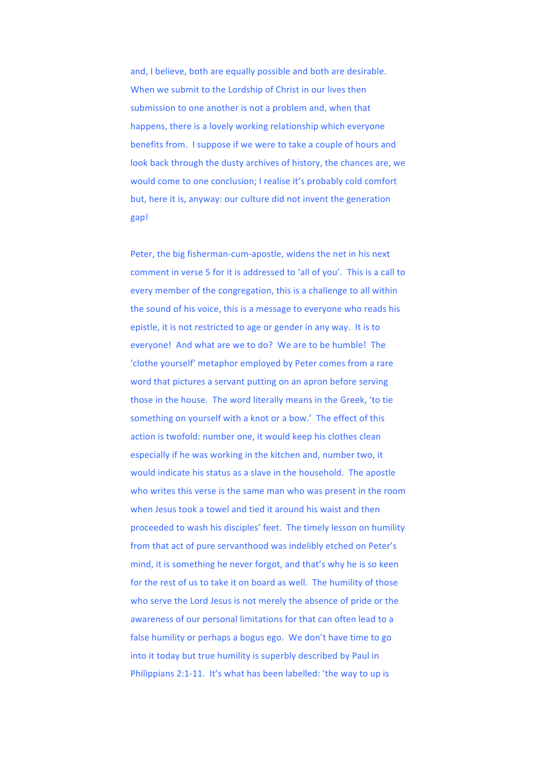and, I believe, both are equally possible and both are desirable. When we submit to the Lordship of Christ in our lives then submission to one another is not a problem and, when that happens, there is a lovely working relationship which everyone benefits from. I suppose if we were to take a couple of hours and look back through the dusty archives of history, the chances are, we would come to one conclusion; I realise it's probably cold comfort but, here it is, anyway: our culture did not invent the generation gap!

Peter, the big fisherman-cum-apostle, widens the net in his next comment in verse 5 for it is addressed to 'all of you'. This is a call to every member of the congregation, this is a challenge to all within the sound of his voice, this is a message to everyone who reads his epistle, it is not restricted to age or gender in any way. It is to everyone! And what are we to do? We are to be humble! The 'clothe yourself' metaphor employed by Peter comes from a rare word that pictures a servant putting on an apron before serving those in the house. The word literally means in the Greek, 'to tie something on yourself with a knot or a bow.' The effect of this action is twofold: number one, it would keep his clothes clean especially if he was working in the kitchen and, number two, it would indicate his status as a slave in the household. The apostle who writes this verse is the same man who was present in the room when Jesus took a towel and tied it around his waist and then proceeded to wash his disciples' feet. The timely lesson on humility from that act of pure servanthood was indelibly etched on Peter's mind, it is something he never forgot, and that's why he is so keen for the rest of us to take it on board as well. The humility of those who serve the Lord Jesus is not merely the absence of pride or the awareness of our personal limitations for that can often lead to a false humility or perhaps a bogus ego. We don't have time to go into it today but true humility is superbly described by Paul in Philippians 2:1-11. It's what has been labelled: 'the way to up is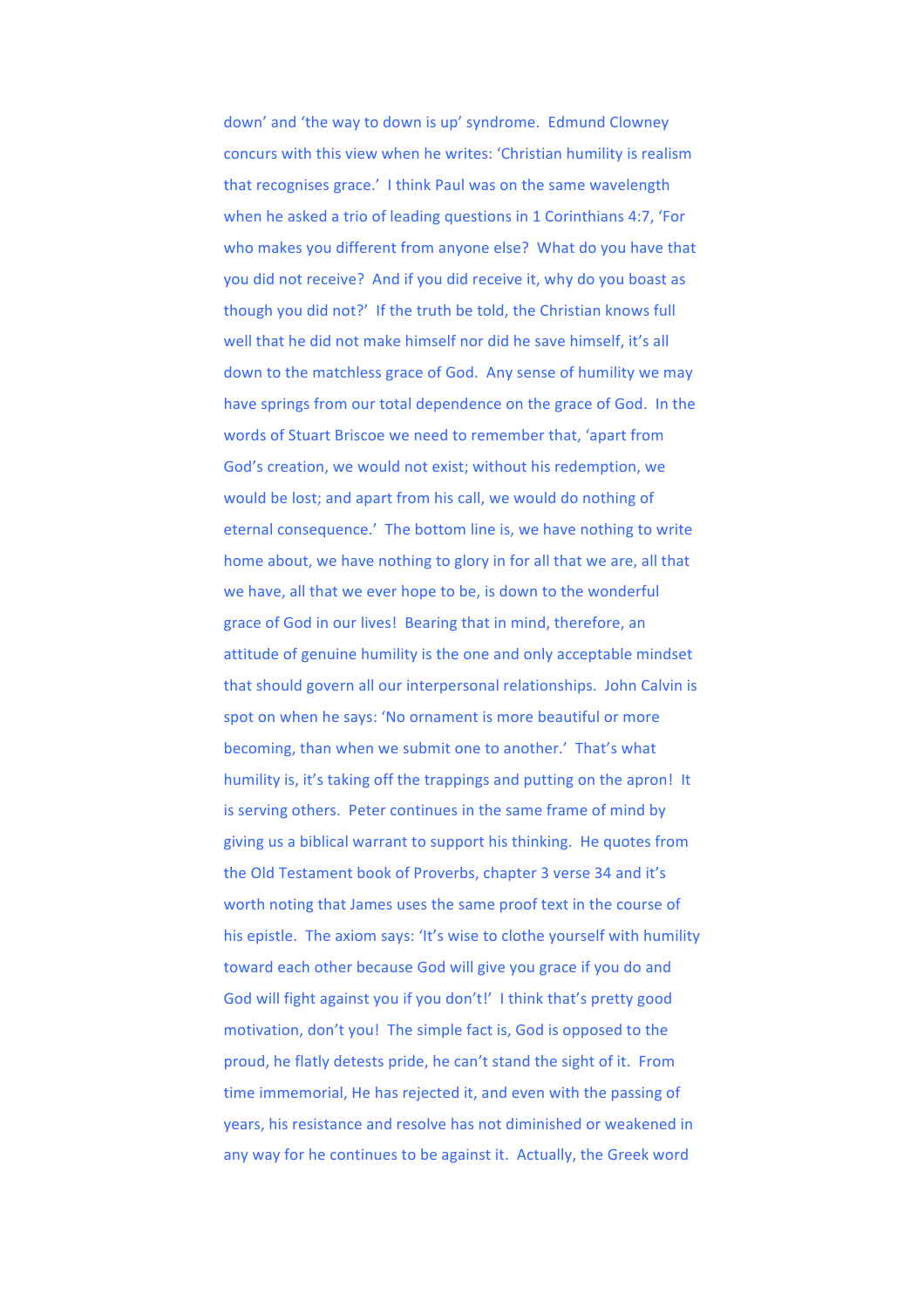down' and 'the way to down is up' syndrome. Edmund Clowney concurs with this view when he writes: 'Christian humility is realism that recognises grace.' I think Paul was on the same wavelength when he asked a trio of leading questions in 1 Corinthians 4:7, 'For who makes you different from anyone else? What do you have that you did not receive? And if you did receive it, why do you boast as though you did not?' If the truth be told, the Christian knows full well that he did not make himself nor did he save himself, it's all down to the matchless grace of God. Any sense of humility we may have springs from our total dependence on the grace of God. In the words of Stuart Briscoe we need to remember that, 'apart from God's creation, we would not exist; without his redemption, we would be lost; and apart from his call, we would do nothing of eternal consequence.' The bottom line is, we have nothing to write home about, we have nothing to glory in for all that we are, all that we have, all that we ever hope to be, is down to the wonderful grace of God in our lives! Bearing that in mind, therefore, an attitude of genuine humility is the one and only acceptable mindset that should govern all our interpersonal relationships. John Calvin is spot on when he says: 'No ornament is more beautiful or more becoming, than when we submit one to another.' That's what humility is, it's taking off the trappings and putting on the apron! It is serving others. Peter continues in the same frame of mind by giving us a biblical warrant to support his thinking. He quotes from the Old Testament book of Proverbs, chapter 3 verse 34 and it's worth noting that James uses the same proof text in the course of his epistle. The axiom says: 'It's wise to clothe yourself with humility toward each other because God will give you grace if you do and God will fight against you if you don't!' I think that's pretty good motivation, don't you! The simple fact is, God is opposed to the proud, he flatly detests pride, he can't stand the sight of it. From time immemorial, He has rejected it, and even with the passing of years, his resistance and resolve has not diminished or weakened in any way for he continues to be against it. Actually, the Greek word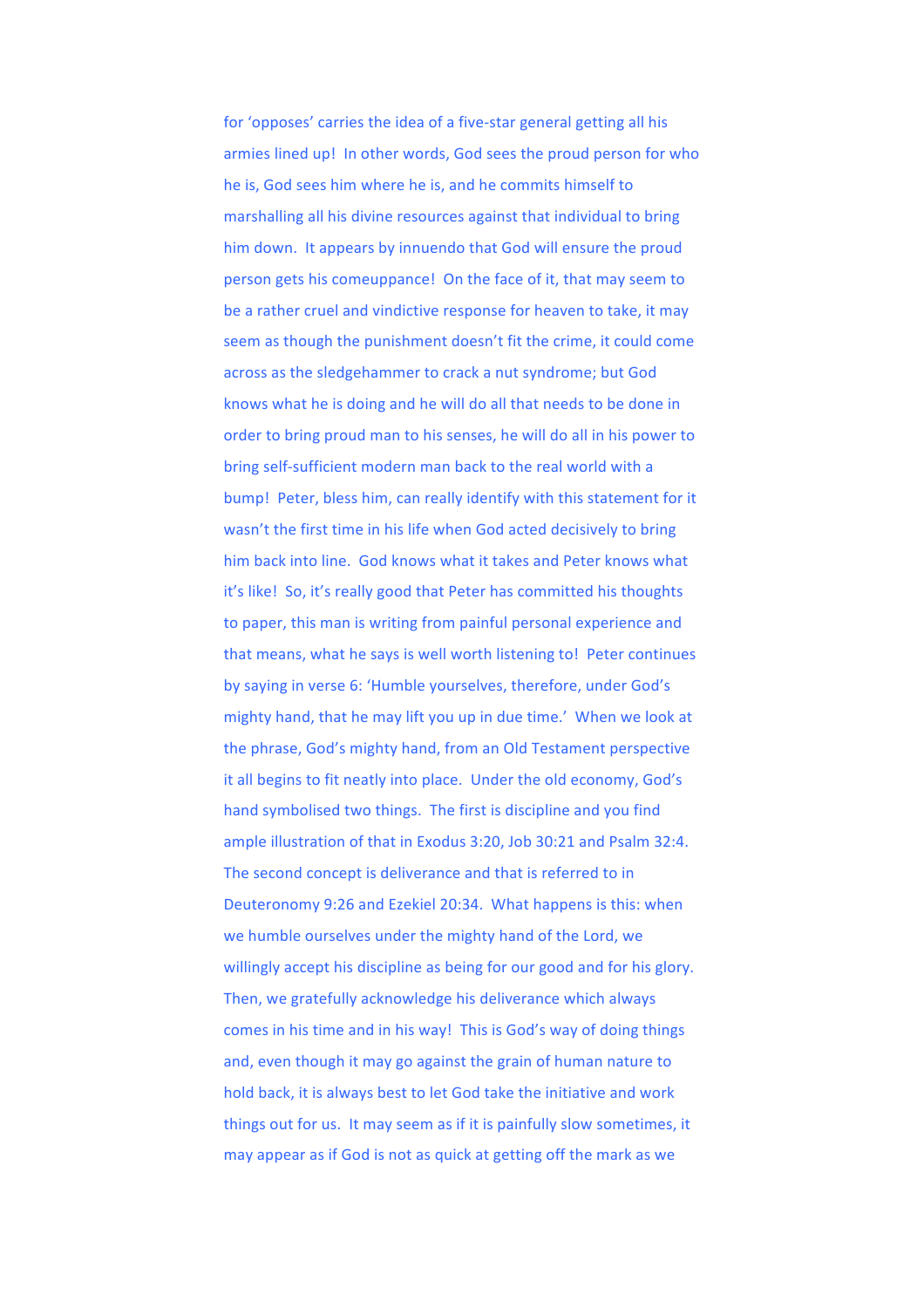for 'opposes' carries the idea of a five-star general getting all his armies lined up! In other words, God sees the proud person for who he is, God sees him where he is, and he commits himself to marshalling all his divine resources against that individual to bring him down. It appears by innuendo that God will ensure the proud person gets his comeuppance! On the face of it, that may seem to be a rather cruel and vindictive response for heaven to take, it may seem as though the punishment doesn't fit the crime, it could come across as the sledgehammer to crack a nut syndrome; but God knows what he is doing and he will do all that needs to be done in order to bring proud man to his senses, he will do all in his power to bring self-sufficient modern man back to the real world with a bump! Peter, bless him, can really identify with this statement for it wasn't the first time in his life when God acted decisively to bring him back into line. God knows what it takes and Peter knows what it's like! So, it's really good that Peter has committed his thoughts to paper, this man is writing from painful personal experience and that means, what he says is well worth listening to! Peter continues by saying in verse 6: 'Humble yourselves, therefore, under God's mighty hand, that he may lift you up in due time.' When we look at the phrase, God's mighty hand, from an Old Testament perspective it all begins to fit neatly into place. Under the old economy, God's hand symbolised two things. The first is discipline and you find ample illustration of that in Exodus 3:20, Job 30:21 and Psalm 32:4. The second concept is deliverance and that is referred to in Deuteronomy 9:26 and Ezekiel 20:34. What happens is this: when we humble ourselves under the mighty hand of the Lord, we willingly accept his discipline as being for our good and for his glory. Then, we gratefully acknowledge his deliverance which always comes in his time and in his way! This is God's way of doing things and, even though it may go against the grain of human nature to hold back, it is always best to let God take the initiative and work things out for us. It may seem as if it is painfully slow sometimes, it may appear as if God is not as quick at getting off the mark as we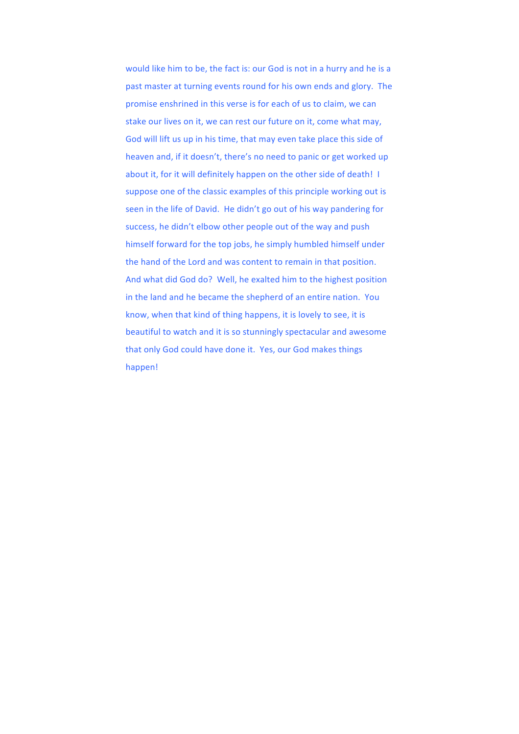would like him to be, the fact is: our God is not in a hurry and he is a past master at turning events round for his own ends and glory. The promise enshrined in this verse is for each of us to claim, we can stake our lives on it, we can rest our future on it, come what may, God will lift us up in his time, that may even take place this side of heaven and, if it doesn't, there's no need to panic or get worked up about it, for it will definitely happen on the other side of death! I suppose one of the classic examples of this principle working out is seen in the life of David. He didn't go out of his way pandering for success, he didn't elbow other people out of the way and push himself forward for the top jobs, he simply humbled himself under the hand of the Lord and was content to remain in that position. And what did God do? Well, he exalted him to the highest position in the land and he became the shepherd of an entire nation. You know, when that kind of thing happens, it is lovely to see, it is beautiful to watch and it is so stunningly spectacular and awesome that only God could have done it. Yes, our God makes things happen!